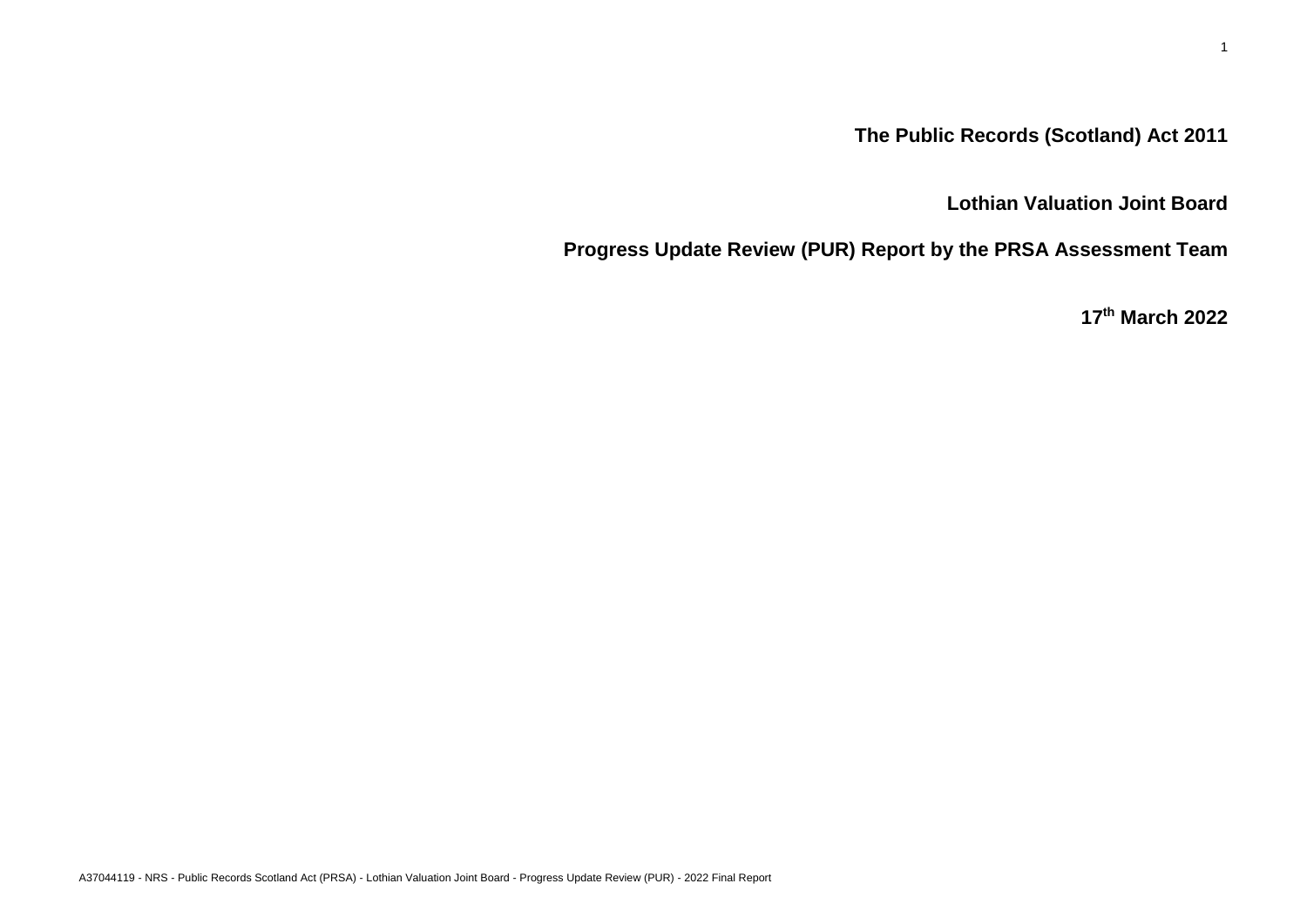# The Public Records (Scotland) Act 2011

## Lothian Valuation Joint Board

## Progress Update Review (PUR) Report by the PRSA Assessment Team

**17th March 2022**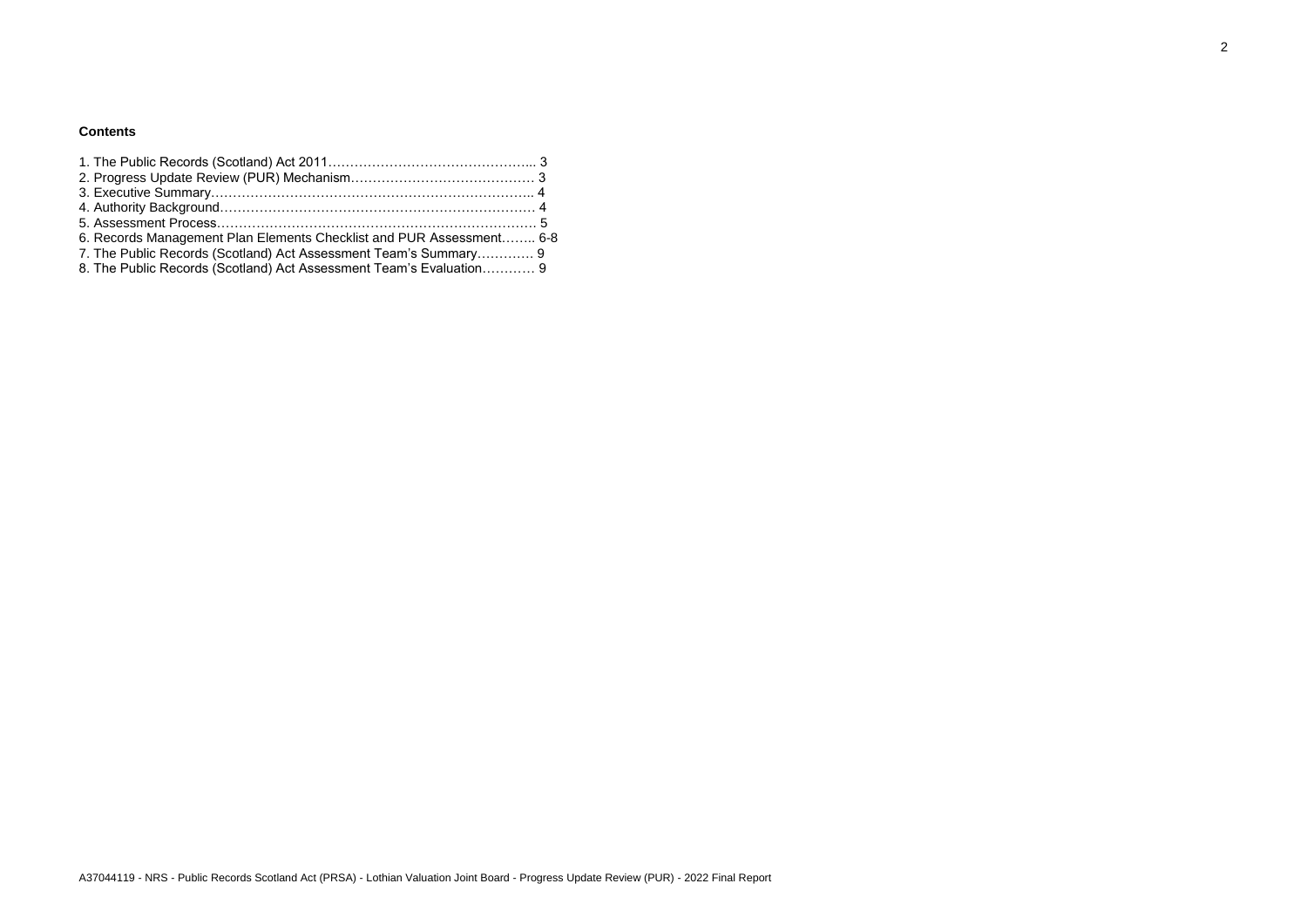**Contents**

1. The Public Records (Scotland) Act 2011………………………………………... 3
2. Progress Update Review (PUR) Mechanism…………………………………… 3
3. Executive Summary………………………………………………………………….. 4
4. Authority Background………………………………………………………………. 4
5. Assessment Process………………………………………………………………… 5
6. Records Management Plan Elements Checklist and PUR Assessment…….. 6-8
7. The Public Records (Scotland) Act Assessment Team's Summary…………. 9
8. The Public Records (Scotland) Act Assessment Team's Evaluation………… 9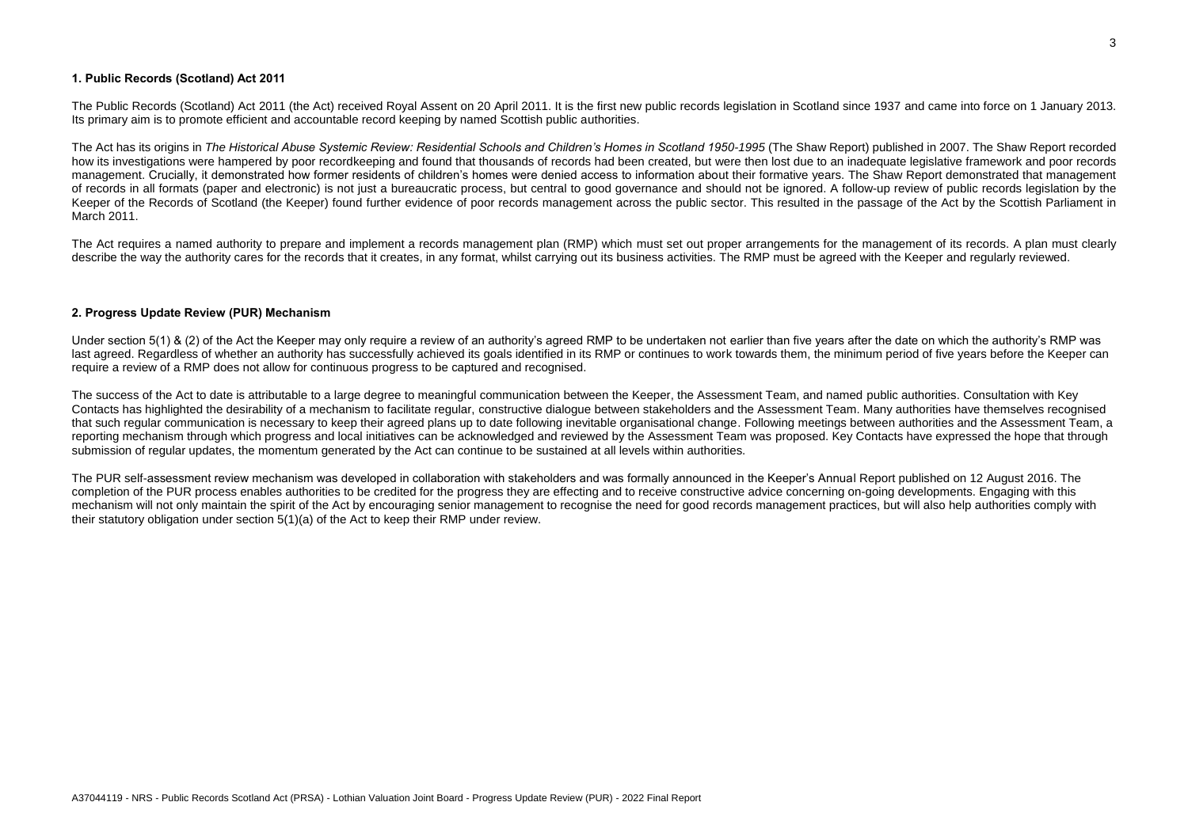## 1. Public Records (Scotland) Act 2011

The Public Records (Scotland) Act 2011 (the Act) received Royal Assent on 20 April 2011. It is the first new public records legislation in Scotland since 1937 and came into force on 1 January 2013. Its primary aim is to promote efficient and accountable record keeping by named Scottish public authorities.

The Act has its origins in *The Historical Abuse Systemic Review: Residential Schools and Children's Homes in Scotland 1950-1995* (The Shaw Report) published in 2007. The Shaw Report recorded how its investigations were hampered by poor recordkeeping and found that thousands of records had been created, but were then lost due to an inadequate legislative framework and poor records management. Crucially, it demonstrated how former residents of children's homes were denied access to information about their formative years. The Shaw Report demonstrated that management of records in all formats (paper and electronic) is not just a bureaucratic process, but central to good governance and should not be ignored. A follow-up review of public records legislation by the Keeper of the Records of Scotland (the Keeper) found further evidence of poor records management across the public sector. This resulted in the passage of the Act by the Scottish Parliament in March 2011.

The Act requires a named authority to prepare and implement a records management plan (RMP) which must set out proper arrangements for the management of its records. A plan must clearly describe the way the authority cares for the records that it creates, in any format, whilst carrying out its business activities. The RMP must be agreed with the Keeper and regularly reviewed.

## 2. Progress Update Review (PUR) Mechanism

Under section 5(1) & (2) of the Act the Keeper may only require a review of an authority's agreed RMP to be undertaken not earlier than five years after the date on which the authority's RMP was last agreed. Regardless of whether an authority has successfully achieved its goals identified in its RMP or continues to work towards them, the minimum period of five years before the Keeper can require a review of a RMP does not allow for continuous progress to be captured and recognised.

The success of the Act to date is attributable to a large degree to meaningful communication between the Keeper, the Assessment Team, and named public authorities. Consultation with Key Contacts has highlighted the desirability of a mechanism to facilitate regular, constructive dialogue between stakeholders and the Assessment Team. Many authorities have themselves recognised that such regular communication is necessary to keep their agreed plans up to date following inevitable organisational change. Following meetings between authorities and the Assessment Team, a reporting mechanism through which progress and local initiatives can be acknowledged and reviewed by the Assessment Team was proposed. Key Contacts have expressed the hope that through submission of regular updates, the momentum generated by the Act can continue to be sustained at all levels within authorities.

The PUR self-assessment review mechanism was developed in collaboration with stakeholders and was formally announced in the Keeper's Annual Report published on 12 August 2016. The completion of the PUR process enables authorities to be credited for the progress they are effecting and to receive constructive advice concerning on-going developments. Engaging with this mechanism will not only maintain the spirit of the Act by encouraging senior management to recognise the need for good records management practices, but will also help authorities comply with their statutory obligation under section 5(1)(a) of the Act to keep their RMP under review.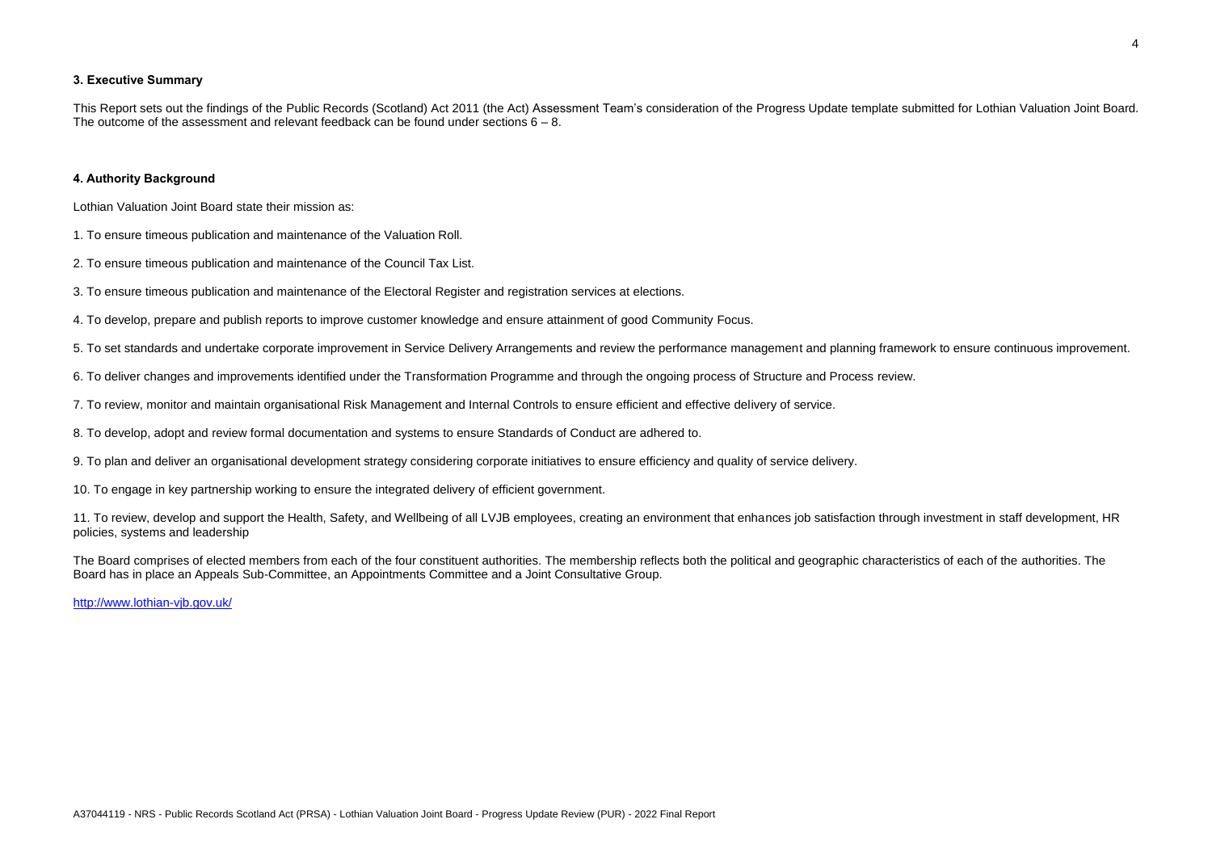### 3. Executive Summary

This Report sets out the findings of the Public Records (Scotland) Act 2011 (the Act) Assessment Team's consideration of the Progress Update template submitted for Lothian Valuation Joint Board. The outcome of the assessment and relevant feedback can be found under sections 6 – 8.

### 4. Authority Background

Lothian Valuation Joint Board state their mission as:

1. To ensure timeous publication and maintenance of the Valuation Roll.

2. To ensure timeous publication and maintenance of the Council Tax List.

3. To ensure timeous publication and maintenance of the Electoral Register and registration services at elections.

4. To develop, prepare and publish reports to improve customer knowledge and ensure attainment of good Community Focus.

5. To set standards and undertake corporate improvement in Service Delivery Arrangements and review the performance management and planning framework to ensure continuous improvement.

6. To deliver changes and improvements identified under the Transformation Programme and through the ongoing process of Structure and Process review.

7. To review, monitor and maintain organisational Risk Management and Internal Controls to ensure efficient and effective delivery of service.

8. To develop, adopt and review formal documentation and systems to ensure Standards of Conduct are adhered to.

9. To plan and deliver an organisational development strategy considering corporate initiatives to ensure efficiency and quality of service delivery.

10. To engage in key partnership working to ensure the integrated delivery of efficient government.

11. To review, develop and support the Health, Safety, and Wellbeing of all LVJB employees, creating an environment that enhances job satisfaction through investment in staff development, HR policies, systems and leadership

The Board comprises of elected members from each of the four constituent authorities. The membership reflects both the political and geographic characteristics of each of the authorities. The Board has in place an Appeals Sub-Committee, an Appointments Committee and a Joint Consultative Group.

http://www.lothian-vjb.gov.uk/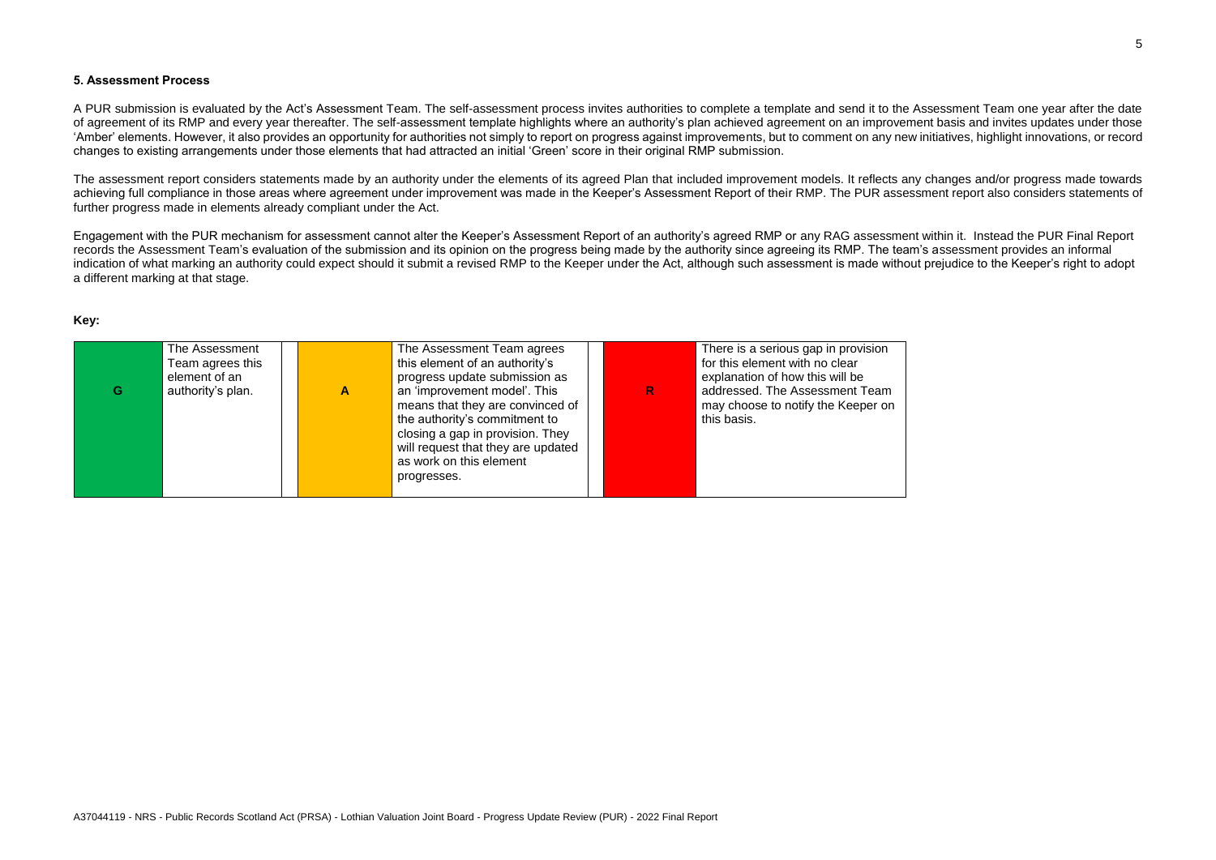### 5. Assessment Process

A PUR submission is evaluated by the Act's Assessment Team. The self-assessment process invites authorities to complete a template and send it to the Assessment Team one year after the date of agreement of its RMP and every year thereafter. The self-assessment template highlights where an authority's plan achieved agreement on an improvement basis and invites updates under those 'Amber' elements. However, it also provides an opportunity for authorities not simply to report on progress against improvements, but to comment on any new initiatives, highlight innovations, or record changes to existing arrangements under those elements that had attracted an initial 'Green' score in their original RMP submission.

The assessment report considers statements made by an authority under the elements of its agreed Plan that included improvement models. It reflects any changes and/or progress made towards achieving full compliance in those areas where agreement under improvement was made in the Keeper's Assessment Report of their RMP. The PUR assessment report also considers statements of further progress made in elements already compliant under the Act.

Engagement with the PUR mechanism for assessment cannot alter the Keeper's Assessment Report of an authority's agreed RMP or any RAG assessment within it. Instead the PUR Final Report records the Assessment Team's evaluation of the submission and its opinion on the progress being made by the authority since agreeing its RMP. The team's assessment provides an informal indication of what marking an authority could expect should it submit a revised RMP to the Keeper under the Act, although such assessment is made without prejudice to the Keeper's right to adopt a different marking at that stage.

**Key:**

| G | The Assessment Team agrees this element of an authority's plan. | | A | The Assessment Team agrees this element of an authority's progress update submission as an 'improvement model'. This means that they are convinced of the authority's commitment to closing a gap in provision. They will request that they are updated as work on this element progresses. | | R | There is a serious gap in provision for this element with no clear explanation of how this will be addressed. The Assessment Team may choose to notify the Keeper on this basis. |
|---|---|---|---|---|---|---|---|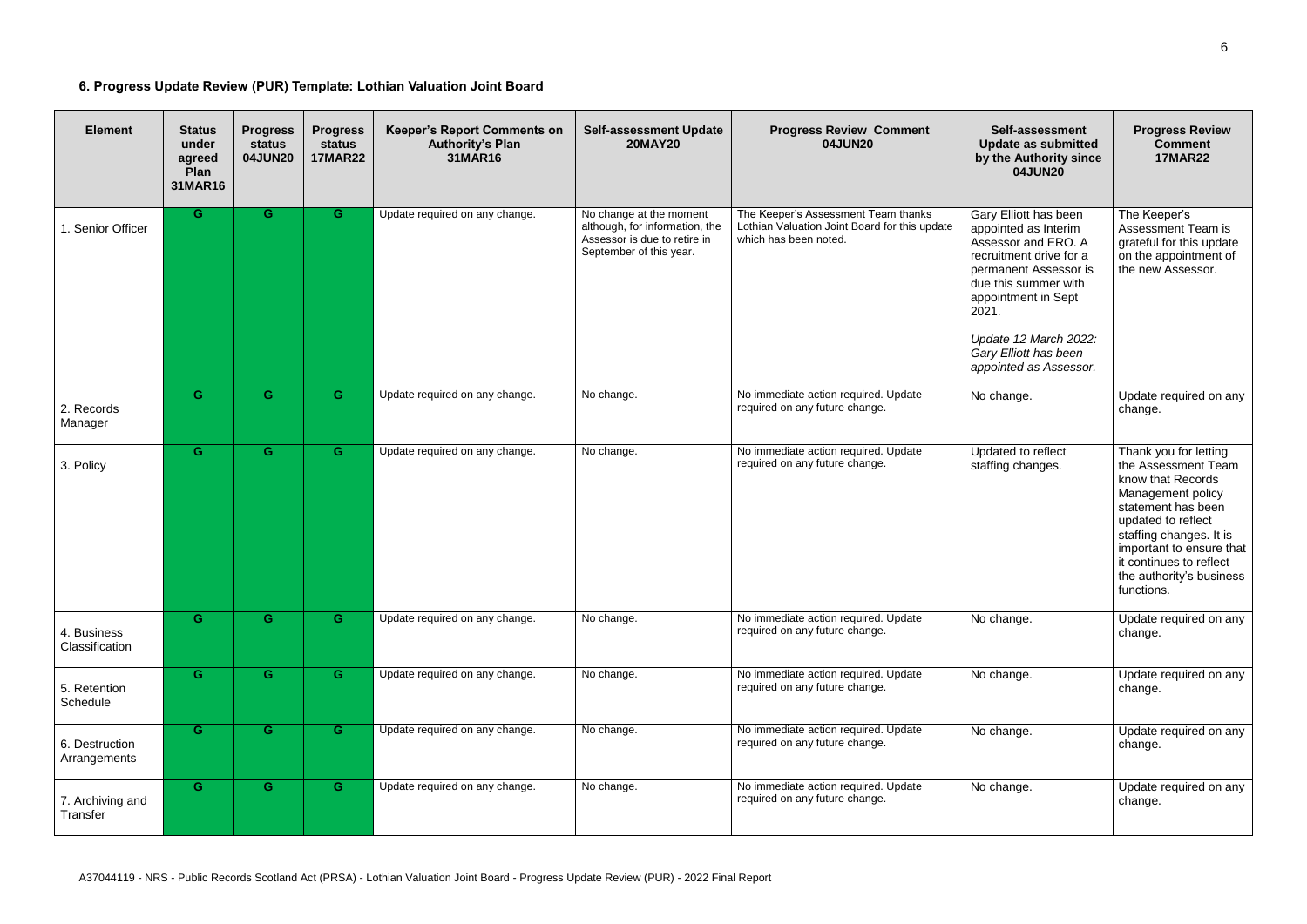### 6. Progress Update Review (PUR) Template: Lothian Valuation Joint Board

| Element | Status under agreed Plan 31MAR16 | Progress status 04JUN20 | Progress status 17MAR22 | Keeper's Report Comments on Authority's Plan 31MAR16 | Self-assessment Update 20MAY20 | Progress Review Comment 04JUN20 | Self-assessment Update as submitted by the Authority since 04JUN20 | Progress Review Comment 17MAR22 |
|---|---|---|---|---|---|---|---|---|
| 1. Senior Officer | G | G | G | Update required on any change. | No change at the moment although, for information, the Assessor is due to retire in September of this year. | The Keeper's Assessment Team thanks Lothian Valuation Joint Board for this update which has been noted. | Gary Elliott has been appointed as Interim Assessor and ERO. A recruitment drive for a permanent Assessor is due this summer with appointment in Sept 2021.<br><br>*Update 12 March 2022: Gary Elliott has been appointed as Assessor.* | The Keeper's Assessment Team is grateful for this update on the appointment of the new Assessor. |
| 2. Records Manager | G | G | G | Update required on any change. | No change. | No immediate action required. Update required on any future change. | No change. | Update required on any change. |
| 3. Policy | G | G | G | Update required on any change. | No change. | No immediate action required. Update required on any future change. | Updated to reflect staffing changes. | Thank you for letting the Assessment Team know that Records Management policy statement has been updated to reflect staffing changes. It is important to ensure that it continues to reflect the authority's business functions. |
| 4. Business Classification | G | G | G | Update required on any change. | No change. | No immediate action required. Update required on any future change. | No change. | Update required on any change. |
| 5. Retention Schedule | G | G | G | Update required on any change. | No change. | No immediate action required. Update required on any future change. | No change. | Update required on any change. |
| 6. Destruction Arrangements | G | G | G | Update required on any change. | No change. | No immediate action required. Update required on any future change. | No change. | Update required on any change. |
| 7. Archiving and Transfer | G | G | G | Update required on any change. | No change. | No immediate action required. Update required on any future change. | No change. | Update required on any change. |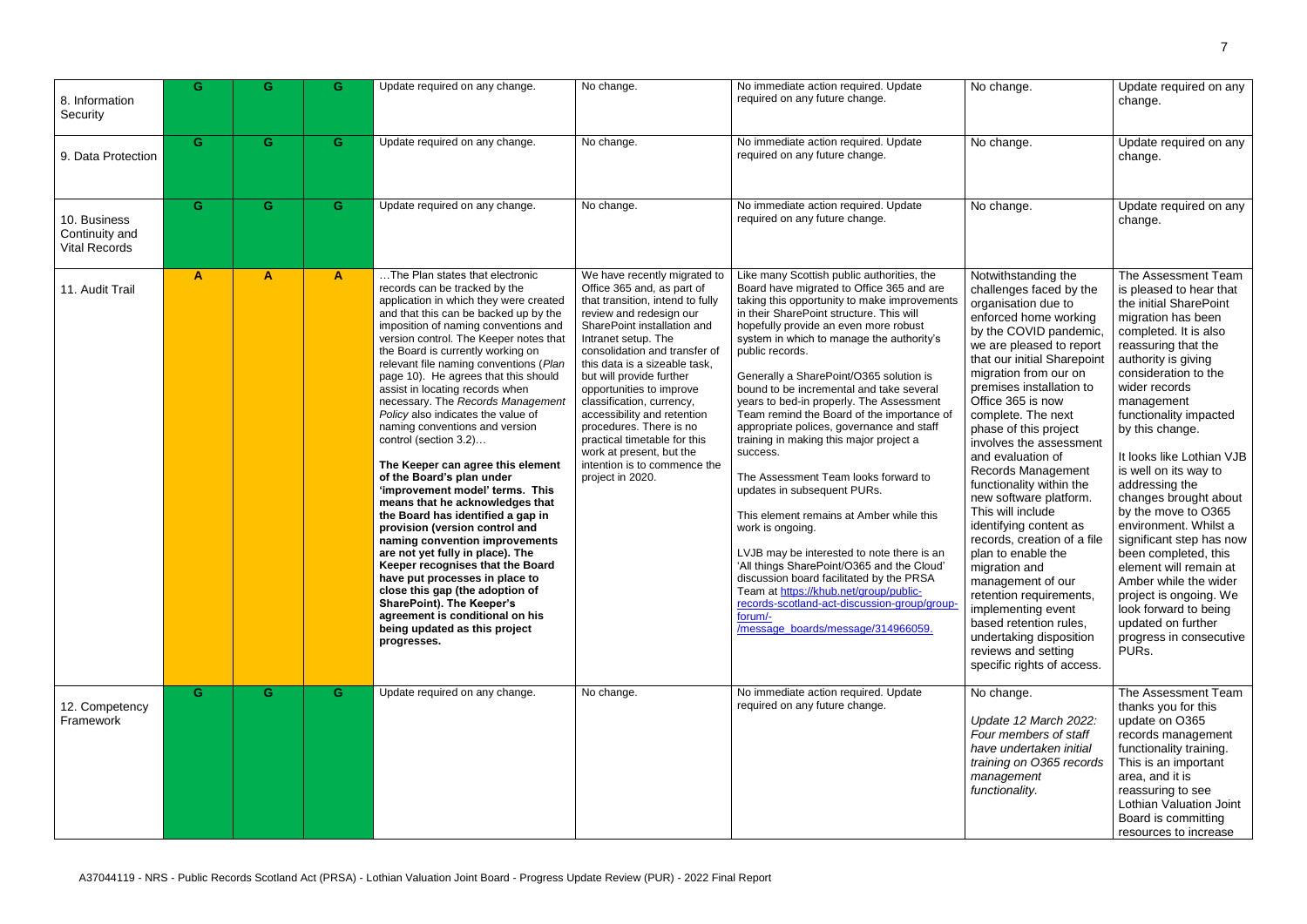| | | | | | | | | |
|---|---|---|---|---|---|---|---|---|
| 8. Information Security | G | G | G | Update required on any change. | No change. | No immediate action required. Update required on any future change. | No change. | Update required on any change. |
| 9. Data Protection | G | G | G | Update required on any change. | No change. | No immediate action required. Update required on any future change. | No change. | Update required on any change. |
| 10. Business Continuity and Vital Records | G | G | G | Update required on any change. | No change. | No immediate action required. Update required on any future change. | No change. | Update required on any change. |
| 11. Audit Trail | A | A | A | …The Plan states that electronic records can be tracked by the application in which they were created and that this can be backed up by the imposition of naming conventions and version control. The Keeper notes that the Board is currently working on relevant file naming conventions (*Plan* page 10). He agrees that this should assist in locating records when necessary. The *Records Management Policy* also indicates the value of naming conventions and version control (section 3.2)…<br><br>**The Keeper can agree this element of the Board's plan under 'improvement model' terms. This means that he acknowledges that the Board has identified a gap in provision (version control and naming convention improvements are not yet fully in place). The Keeper recognises that the Board have put processes in place to close this gap (the adoption of SharePoint). The Keeper's agreement is conditional on his being updated as this project progresses.** | We have recently migrated to Office 365 and, as part of that transition, intend to fully review and redesign our SharePoint installation and Intranet setup. The consolidation and transfer of this data is a sizeable task, but will provide further opportunities to improve classification, currency, accessibility and retention procedures. There is no practical timetable for this work at present, but the intention is to commence the project in 2020. | Like many Scottish public authorities, the Board have migrated to Office 365 and are taking this opportunity to make improvements in their SharePoint structure. This will hopefully provide an even more robust system in which to manage the authority's public records.<br><br>Generally a SharePoint/O365 solution is bound to be incremental and take several years to bed-in properly. The Assessment Team remind the Board of the importance of appropriate polices, governance and staff training in making this major project a success.<br><br>The Assessment Team looks forward to updates in subsequent PURs.<br><br>This element remains at Amber while this work is ongoing.<br><br>LVJB may be interested to note there is an 'All things SharePoint/O365 and the Cloud' discussion board facilitated by the PRSA Team at [https://khub.net/group/public-records-scotland-act-discussion-group/group-forum/-/message_boards/message/314966059](https://khub.net/group/public-records-scotland-act-discussion-group/group-forum/-/message_boards/message/314966059). | Notwithstanding the challenges faced by the organisation due to enforced home working by the COVID pandemic, we are pleased to report that our initial Sharepoint migration from our on premises installation to Office 365 is now complete. The next phase of this project involves the assessment and evaluation of Records Management functionality within the new software platform. This will include identifying content as records, creation of a file plan to enable the migration and management of our retention requirements, implementing event based retention rules, undertaking disposition reviews and setting specific rights of access. | The Assessment Team is pleased to hear that the initial SharePoint migration has been completed. It is also reassuring that the authority is giving consideration to the wider records management functionality impacted by this change.<br><br>It looks like Lothian VJB is well on its way to addressing the changes brought about by the move to O365 environment. Whilst a significant step has now been completed, this element will remain at Amber while the wider project is ongoing. We look forward to being updated on further progress in consecutive PURs. |
| 12. Competency Framework | G | G | G | Update required on any change. | No change. | No immediate action required. Update required on any future change. | No change.<br><br>*Update 12 March 2022: Four members of staff have undertaken initial training on O365 records management functionality.* | The Assessment Team thanks you for this update on O365 records management functionality training. This is an important area, and it is reassuring to see Lothian Valuation Joint Board is committing resources to increase |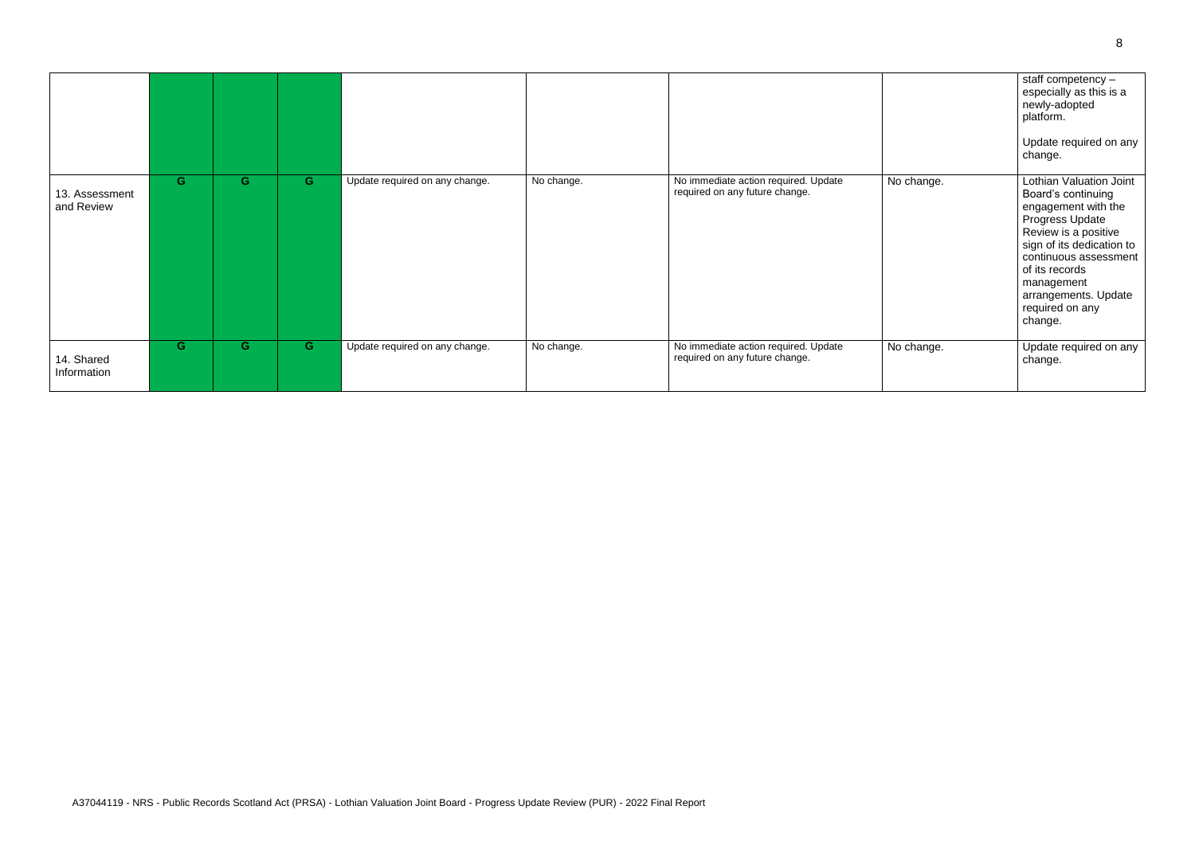| | | | | | | | | |
|---|---|---|---|---|---|---|---|---|
| | | | | | | | | staff competency – especially as this is a newly-adopted platform.<br><br>Update required on any change. |
| 13. Assessment and Review | G | G | G | Update required on any change. | No change. | No immediate action required. Update required on any future change. | No change. | Lothian Valuation Joint Board's continuing engagement with the Progress Update Review is a positive sign of its dedication to continuous assessment of its records management arrangements. Update required on any change. |
| 14. Shared Information | G | G | G | Update required on any change. | No change. | No immediate action required. Update required on any future change. | No change. | Update required on any change. |

A37044119 - NRS - Public Records Scotland Act (PRSA) - Lothian Valuation Joint Board - Progress Update Review (PUR) - 2022 Final Report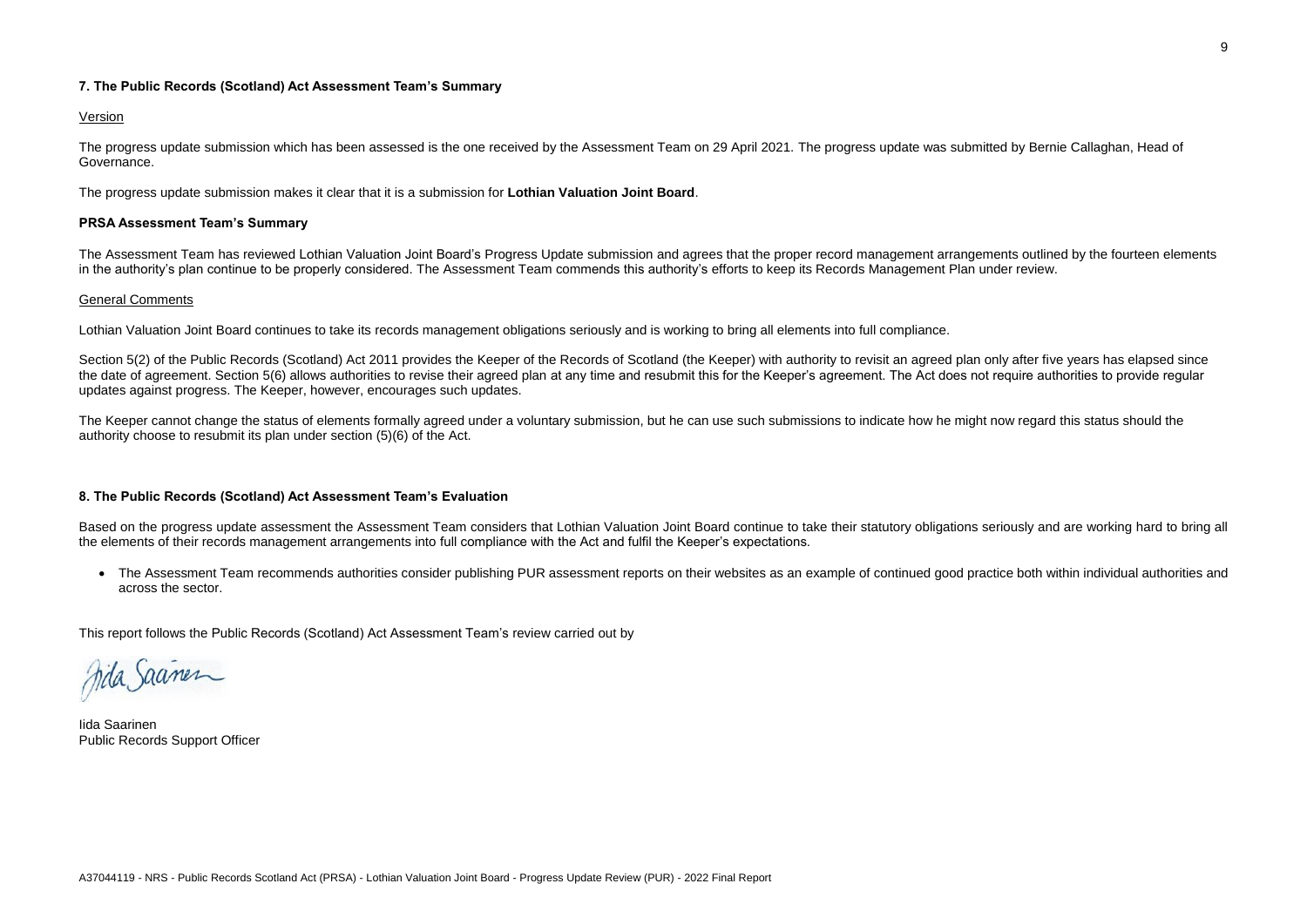### 7. The Public Records (Scotland) Act Assessment Team's Summary

Version

The progress update submission which has been assessed is the one received by the Assessment Team on 29 April 2021. The progress update was submitted by Bernie Callaghan, Head of Governance.

The progress update submission makes it clear that it is a submission for **Lothian Valuation Joint Board**.

#### PRSA Assessment Team's Summary

The Assessment Team has reviewed Lothian Valuation Joint Board's Progress Update submission and agrees that the proper record management arrangements outlined by the fourteen elements in the authority's plan continue to be properly considered. The Assessment Team commends this authority's efforts to keep its Records Management Plan under review.

General Comments

Lothian Valuation Joint Board continues to take its records management obligations seriously and is working to bring all elements into full compliance.

Section 5(2) of the Public Records (Scotland) Act 2011 provides the Keeper of the Records of Scotland (the Keeper) with authority to revisit an agreed plan only after five years has elapsed since the date of agreement. Section 5(6) allows authorities to revise their agreed plan at any time and resubmit this for the Keeper's agreement. The Act does not require authorities to provide regular updates against progress. The Keeper, however, encourages such updates.

The Keeper cannot change the status of elements formally agreed under a voluntary submission, but he can use such submissions to indicate how he might now regard this status should the authority choose to resubmit its plan under section (5)(6) of the Act.

### 8. The Public Records (Scotland) Act Assessment Team's Evaluation

Based on the progress update assessment the Assessment Team considers that Lothian Valuation Joint Board continue to take their statutory obligations seriously and are working hard to bring all the elements of their records management arrangements into full compliance with the Act and fulfil the Keeper's expectations.

- The Assessment Team recommends authorities consider publishing PUR assessment reports on their websites as an example of continued good practice both within individual authorities and across the sector.

This report follows the Public Records (Scotland) Act Assessment Team's review carried out by

Iida Saarinen
Public Records Support Officer